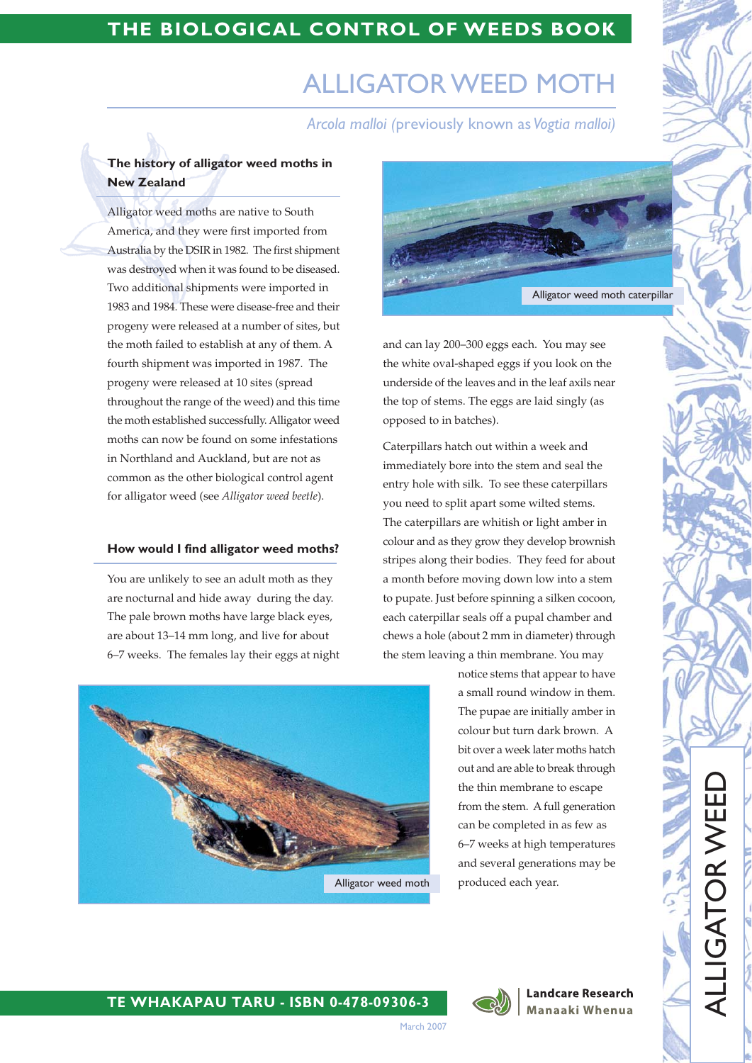# ALLIGATOR WEED MOTH

*Arcola malloi* (previously known as *Vogtia malloi*)

## The history of alligator weed moths in New Zealand

Alligator weed moths are native to South America, and they were first imported from Australia by the DSIR in 1982. The first shipment was destroyed when it was found to be diseased. Two additional shipments were imported in 1983 and 1984. These were disease-free and their progeny were released at a number of sites, but the moth failed to establish at any of them. A fourth shipment was imported in 1987. The progeny were released at 10 sites (spread throughout the range of the weed) and this time the moth established successfully. Alligator weed moths can now be found on some infestations in Northland and Auckland, but are not as common as the other biological control agent for alligator weed (see *Alligator weed beetle*).

## How would I find alligator weed moths?

You are unlikely to see an adult moth as they are nocturnal and hide away during the day. The pale brown moths have large black eyes, are about 13–14 mm long, and live for about 6–7 weeks. The females lay their eggs at night and can lay 200–300 eggs each. You may see the white oval-shaped eggs if you look on the underside of the leaves and in the leaf axils near the top of stems. The eggs are laid singly (as opposed to in batches).

Alligator weed moth caterpillar

Caterpillars hatch out within a week and immediately bore into the stem and seal the entry hole with silk. To see these caterpillars you need to split apart some wilted stems. The caterpillars are whitish or light amber in colour and as they grow they develop brownish stripes along their bodies. They feed for about a month before moving down low into a stem to pupate. Just before spinning a silken cocoon, each caterpillar seals off a pupal chamber and chews a hole (about 2 mm in diameter) through the stem leaving a thin membrane. You may notice stems that appear to have a small round window in them. The pupae are initially amber in colour but turn dark brown. A bit over a week later moths hatch out and are able to break through the thin membrane to escape from the stem. A full generation can be completed in as few as 6–7 weeks at high temperatures and several generations may be produced each year.

Alligator weed moth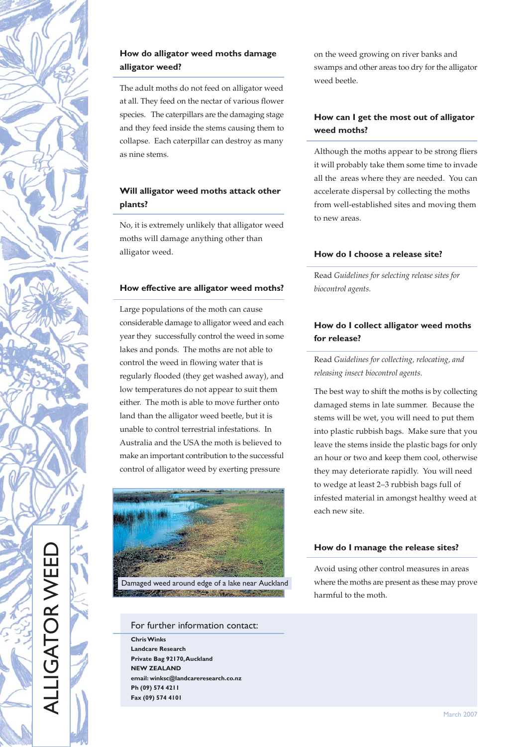## How do alligator weed moths damage alligator weed?

The adult moths do not feed on alligator weed at all. They feed on the nectar of various flower species. The caterpillars are the damaging stage and they feed inside the stems causing them to collapse. Each caterpillar can destroy as many as nine stems.

## Will alligator weed moths attack other plants?

No, it is extremely unlikely that alligator weed moths will damage anything other than alligator weed.

## How effective are alligator weed moths?

Large populations of the moth can cause considerable damage to alligator weed and each year they successfully control the weed in some lakes and ponds. The moths are not able to control the weed in flowing water that is regularly flooded (they get washed away), and low temperatures do not appear to suit them either. The moth is able to move further onto land than the alligator weed beetle, but it is unable to control terrestrial infestations. In Australia and the USA the moth is believed to make an important contribution to the successful control of alligator weed by exerting pressure on the weed growing on river banks and swamps and other areas too dry for the alligator weed beetle.

Damaged weed around edge of a lake near Auckland

## How can I get the most out of alligator weed moths?

Although the moths appear to be strong fliers it will probably take them some time to invade all the areas where they are needed. You can accelerate dispersal by collecting the moths from well-established sites and moving them to new areas.

## How do I choose a release site?

Read *Guidelines for selecting release sites for biocontrol agents.*

## How do I collect alligator weed moths for release?

Read *Guidelines for collecting, relocating, and releasing insect biocontrol agents.*

The best way to shift the moths is by collecting damaged stems in late summer. Because the stems will be wet, you will need to put them into plastic rubbish bags. Make sure that you leave the stems inside the plastic bags for only an hour or two and keep them cool, otherwise they may deteriorate rapidly. You will need to wedge at least 2–3 rubbish bags full of infested material in amongst healthy weed at each new site.

## How do I manage the release sites?

Avoid using other control measures in areas where the moths are present as these may prove harmful to the moth.

For further information contact:

**Chris Winks**
**Landcare Research**
**Private Bag 92170, Auckland**
**NEW ZEALAND**
**email: winksc@landcareresearch.co.nz**
**Ph (09) 574 4211**
**Fax (09) 574 4101**

March 2007